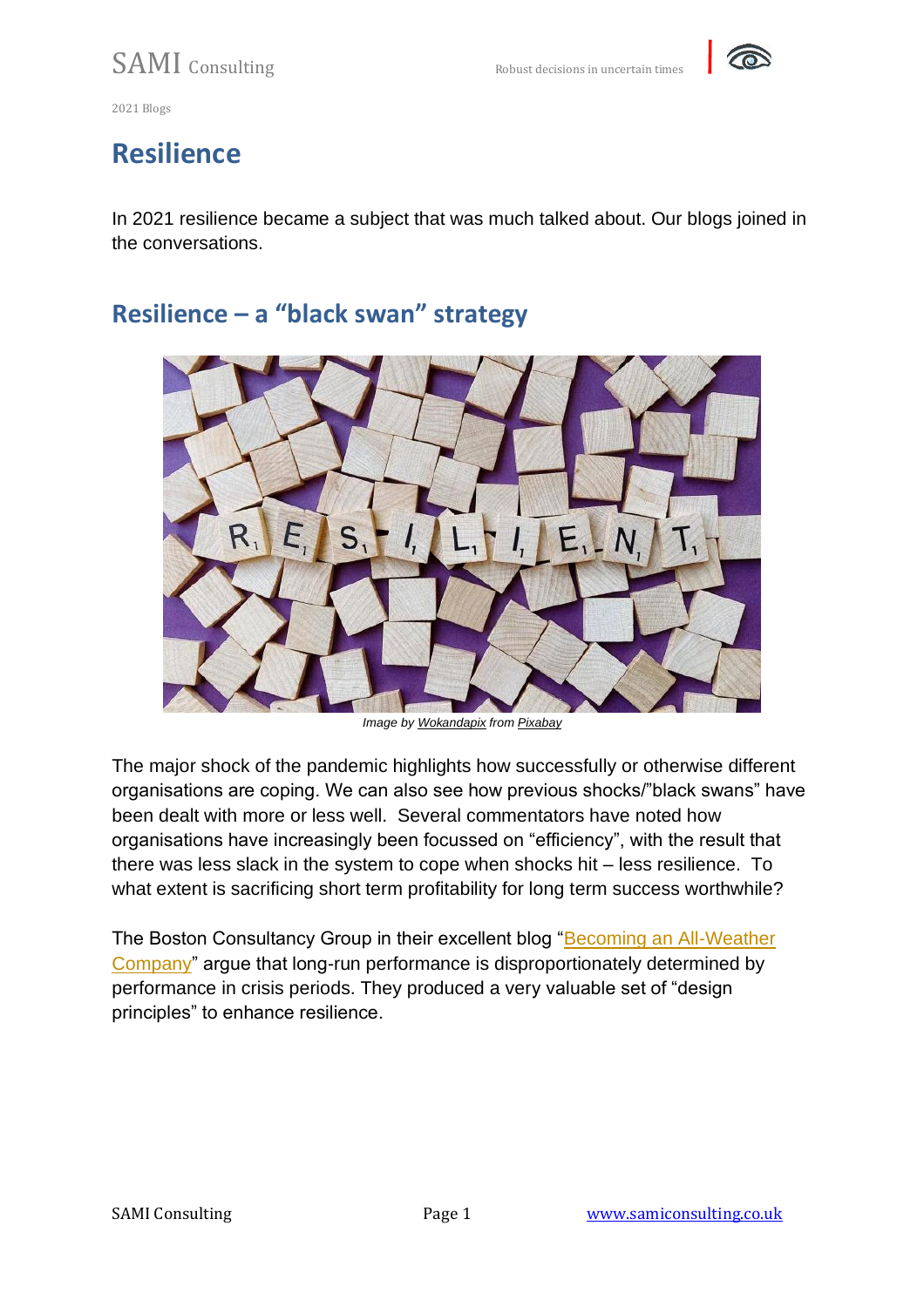# Resilience

In 2021 resilience became a subject that was much talked about. Our blogs joined in the conversations.

## Resilience – a "black swan" strategy

*Image by Wokandapix from Pixabay*

The major shock of the pandemic highlights how successfully or otherwise different organisations are coping. We can also see how previous shocks/"black swans" have been dealt with more or less well. Several commentators have noted how organisations have increasingly been focussed on "efficiency", with the result that there was less slack in the system to cope when shocks hit – less resilience. To what extent is sacrificing short term profitability for long term success worthwhile?

The Boston Consultancy Group in their excellent blog "Becoming an All-Weather Company" argue that long-run performance is disproportionately determined by performance in crisis periods. They produced a very valuable set of "design principles" to enhance resilience.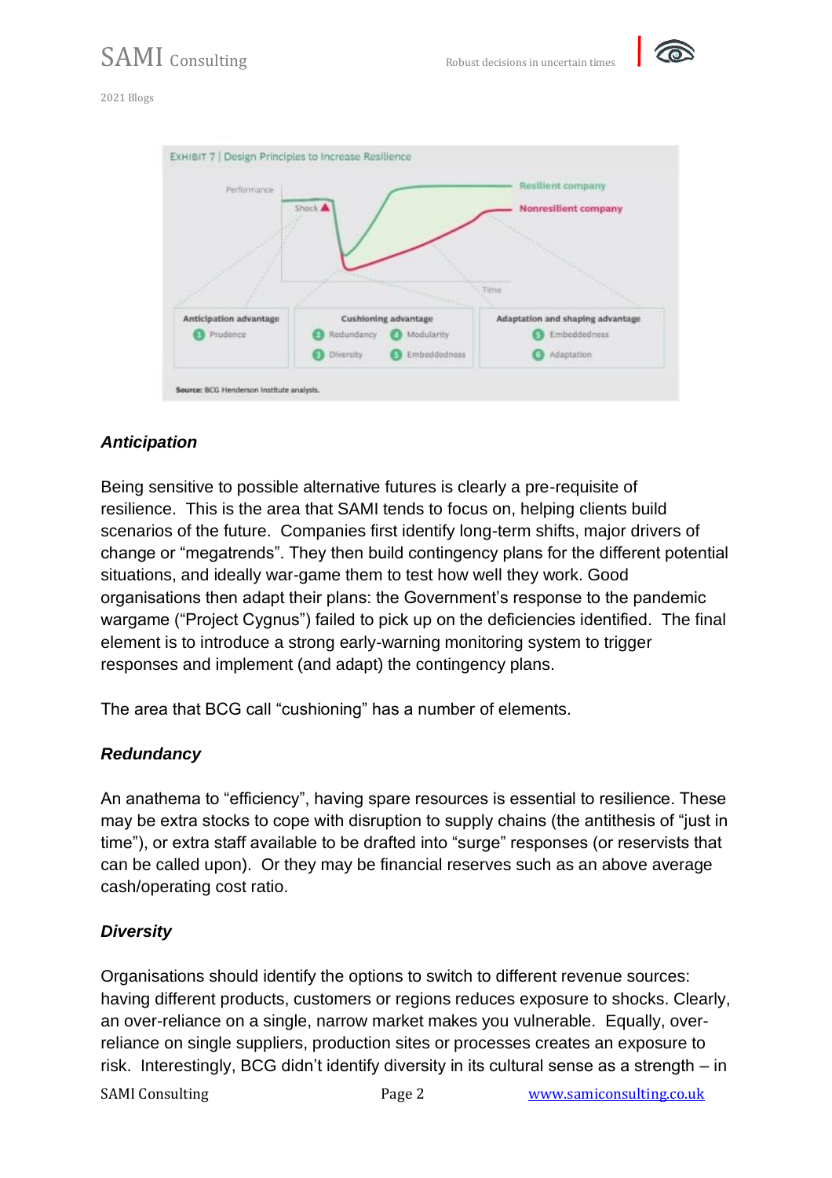### Anticipation

Being sensitive to possible alternative futures is clearly a pre-requisite of resilience. This is the area that SAMI tends to focus on, helping clients build scenarios of the future. Companies first identify long-term shifts, major drivers of change or "megatrends". They then build contingency plans for the different potential situations, and ideally war-game them to test how well they work. Good organisations then adapt their plans: the Government's response to the pandemic wargame ("Project Cygnus") failed to pick up on the deficiencies identified. The final element is to introduce a strong early-warning monitoring system to trigger responses and implement (and adapt) the contingency plans.

The area that BCG call "cushioning" has a number of elements.

### Redundancy

An anathema to "efficiency", having spare resources is essential to resilience. These may be extra stocks to cope with disruption to supply chains (the antithesis of "just in time"), or extra staff available to be drafted into "surge" responses (or reservists that can be called upon). Or they may be financial reserves such as an above average cash/operating cost ratio.

### Diversity

Organisations should identify the options to switch to different revenue sources: having different products, customers or regions reduces exposure to shocks. Clearly, an over-reliance on a single, narrow market makes you vulnerable. Equally, over-reliance on single suppliers, production sites or processes creates an exposure to risk. Interestingly, BCG didn't identify diversity in its cultural sense as a strength – in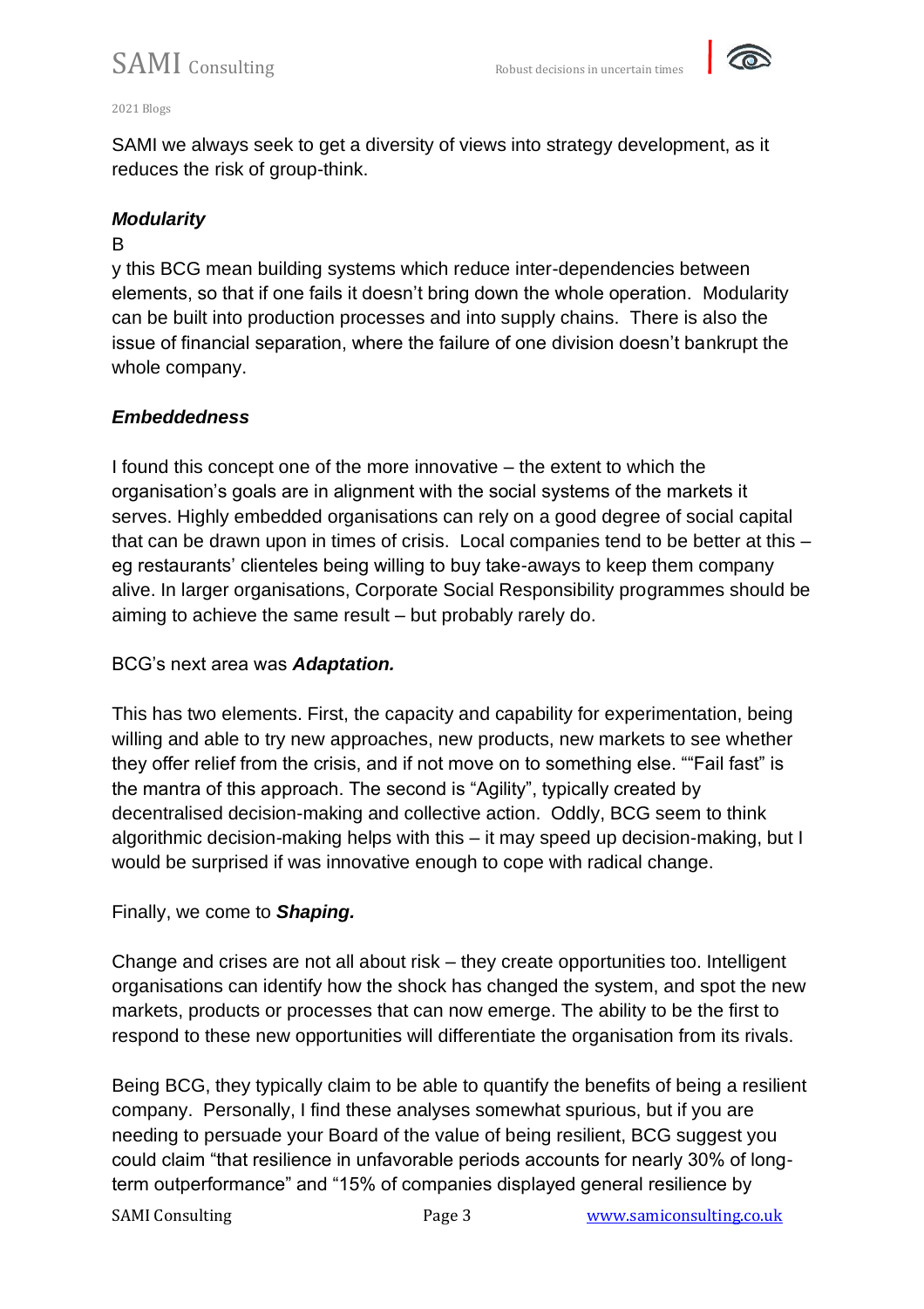SAMI we always seek to get a diversity of views into strategy development, as it reduces the risk of group-think.

***Modularity***

B

y this BCG mean building systems which reduce inter-dependencies between elements, so that if one fails it doesn't bring down the whole operation. Modularity can be built into production processes and into supply chains. There is also the issue of financial separation, where the failure of one division doesn't bankrupt the whole company.

***Embeddedness***

I found this concept one of the more innovative – the extent to which the organisation's goals are in alignment with the social systems of the markets it serves. Highly embedded organisations can rely on a good degree of social capital that can be drawn upon in times of crisis. Local companies tend to be better at this – eg restaurants' clienteles being willing to buy take-aways to keep them company alive. In larger organisations, Corporate Social Responsibility programmes should be aiming to achieve the same result – but probably rarely do.

BCG's next area was ***Adaptation.***

This has two elements. First, the capacity and capability for experimentation, being willing and able to try new approaches, new products, new markets to see whether they offer relief from the crisis, and if not move on to something else. ""Fail fast" is the mantra of this approach. The second is "Agility", typically created by decentralised decision-making and collective action. Oddly, BCG seem to think algorithmic decision-making helps with this – it may speed up decision-making, but I would be surprised if was innovative enough to cope with radical change.

Finally, we come to ***Shaping.***

Change and crises are not all about risk – they create opportunities too. Intelligent organisations can identify how the shock has changed the system, and spot the new markets, products or processes that can now emerge. The ability to be the first to respond to these new opportunities will differentiate the organisation from its rivals.

Being BCG, they typically claim to be able to quantify the benefits of being a resilient company. Personally, I find these analyses somewhat spurious, but if you are needing to persuade your Board of the value of being resilient, BCG suggest you could claim "that resilience in unfavorable periods accounts for nearly 30% of long-term outperformance" and "15% of companies displayed general resilience by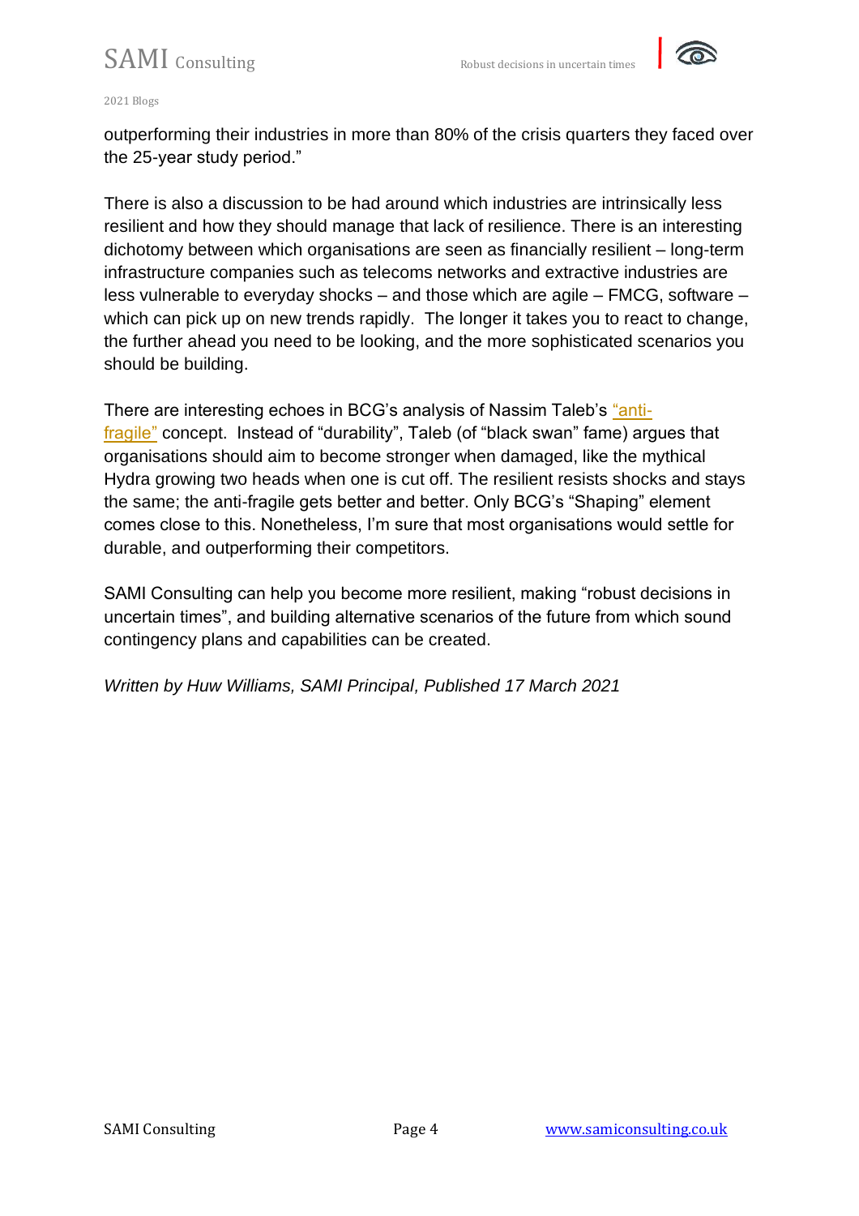outperforming their industries in more than 80% of the crisis quarters they faced over the 25-year study period."

There is also a discussion to be had around which industries are intrinsically less resilient and how they should manage that lack of resilience. There is an interesting dichotomy between which organisations are seen as financially resilient – long-term infrastructure companies such as telecoms networks and extractive industries are less vulnerable to everyday shocks – and those which are agile – FMCG, software – which can pick up on new trends rapidly. The longer it takes you to react to change, the further ahead you need to be looking, and the more sophisticated scenarios you should be building.

There are interesting echoes in BCG's analysis of Nassim Taleb's "anti-fragile" concept. Instead of "durability", Taleb (of "black swan" fame) argues that organisations should aim to become stronger when damaged, like the mythical Hydra growing two heads when one is cut off. The resilient resists shocks and stays the same; the anti-fragile gets better and better. Only BCG's "Shaping" element comes close to this. Nonetheless, I'm sure that most organisations would settle for durable, and outperforming their competitors.

SAMI Consulting can help you become more resilient, making "robust decisions in uncertain times", and building alternative scenarios of the future from which sound contingency plans and capabilities can be created.

*Written by Huw Williams, SAMI Principal, Published 17 March 2021*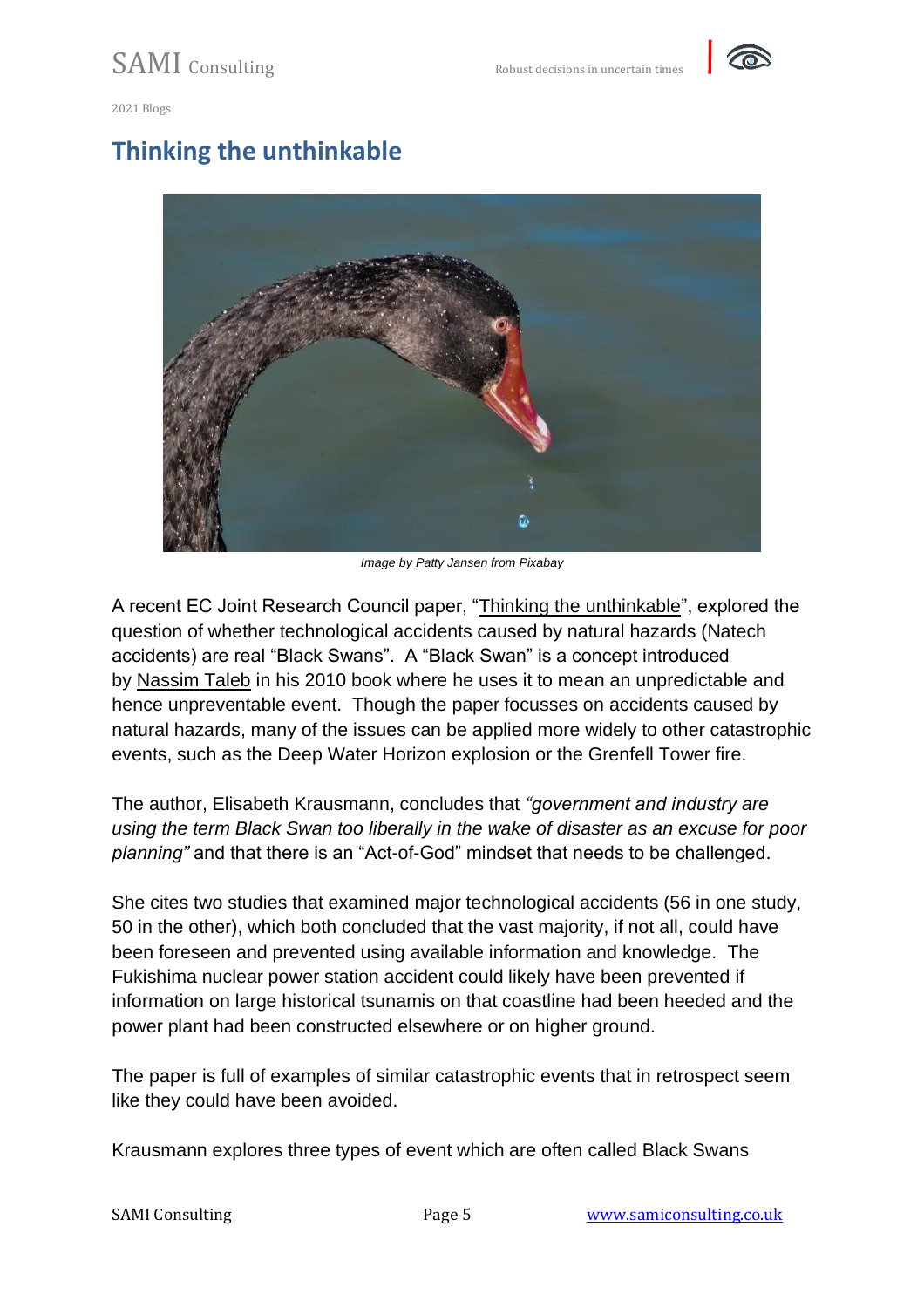2021 Blogs

# Thinking the unthinkable

*Image by Patty Jansen from Pixabay*

A recent EC Joint Research Council paper, "Thinking the unthinkable", explored the question of whether technological accidents caused by natural hazards (Natech accidents) are real "Black Swans". A "Black Swan" is a concept introduced by Nassim Taleb in his 2010 book where he uses it to mean an unpredictable and hence unpreventable event. Though the paper focusses on accidents caused by natural hazards, many of the issues can be applied more widely to other catastrophic events, such as the Deep Water Horizon explosion or the Grenfell Tower fire.

The author, Elisabeth Krausmann, concludes that *"government and industry are using the term Black Swan too liberally in the wake of disaster as an excuse for poor planning"* and that there is an "Act-of-God" mindset that needs to be challenged.

She cites two studies that examined major technological accidents (56 in one study, 50 in the other), which both concluded that the vast majority, if not all, could have been foreseen and prevented using available information and knowledge. The Fukishima nuclear power station accident could likely have been prevented if information on large historical tsunamis on that coastline had been heeded and the power plant had been constructed elsewhere or on higher ground.

The paper is full of examples of similar catastrophic events that in retrospect seem like they could have been avoided.

Krausmann explores three types of event which are often called Black Swans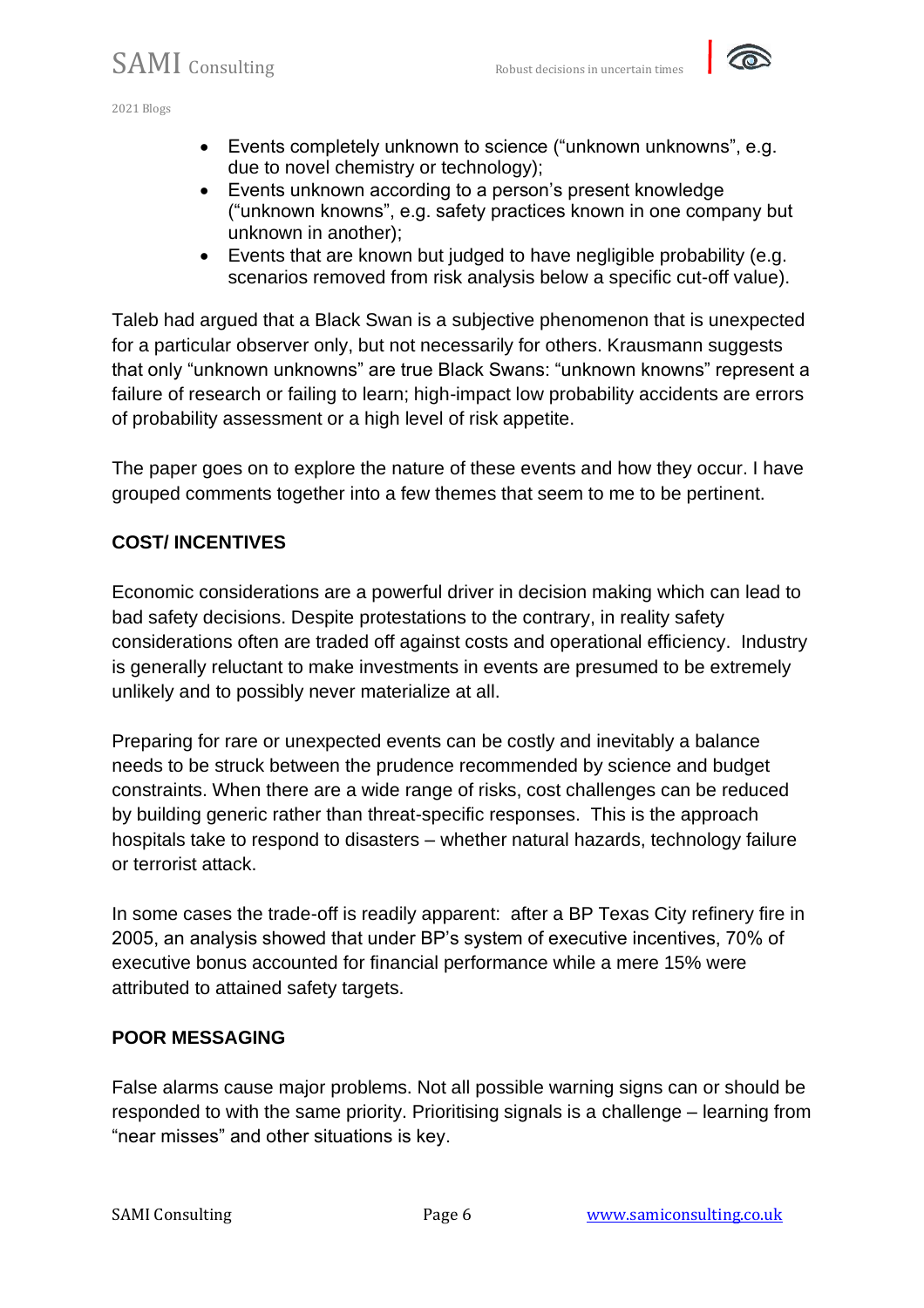- Events completely unknown to science (“unknown unknowns”, e.g. due to novel chemistry or technology);
- Events unknown according to a person’s present knowledge (“unknown knowns”, e.g. safety practices known in one company but unknown in another);
- Events that are known but judged to have negligible probability (e.g. scenarios removed from risk analysis below a specific cut-off value).

Taleb had argued that a Black Swan is a subjective phenomenon that is unexpected for a particular observer only, but not necessarily for others. Krausmann suggests that only “unknown unknowns” are true Black Swans: “unknown knowns” represent a failure of research or failing to learn; high-impact low probability accidents are errors of probability assessment or a high level of risk appetite.

The paper goes on to explore the nature of these events and how they occur. I have grouped comments together into a few themes that seem to me to be pertinent.

**COST/ INCENTIVES**

Economic considerations are a powerful driver in decision making which can lead to bad safety decisions. Despite protestations to the contrary, in reality safety considerations often are traded off against costs and operational efficiency. Industry is generally reluctant to make investments in events are presumed to be extremely unlikely and to possibly never materialize at all.

Preparing for rare or unexpected events can be costly and inevitably a balance needs to be struck between the prudence recommended by science and budget constraints. When there are a wide range of risks, cost challenges can be reduced by building generic rather than threat-specific responses. This is the approach hospitals take to respond to disasters – whether natural hazards, technology failure or terrorist attack.

In some cases the trade-off is readily apparent: after a BP Texas City refinery fire in 2005, an analysis showed that under BP’s system of executive incentives, 70% of executive bonus accounted for financial performance while a mere 15% were attributed to attained safety targets.

**POOR MESSAGING**

False alarms cause major problems. Not all possible warning signs can or should be responded to with the same priority. Prioritising signals is a challenge – learning from “near misses” and other situations is key.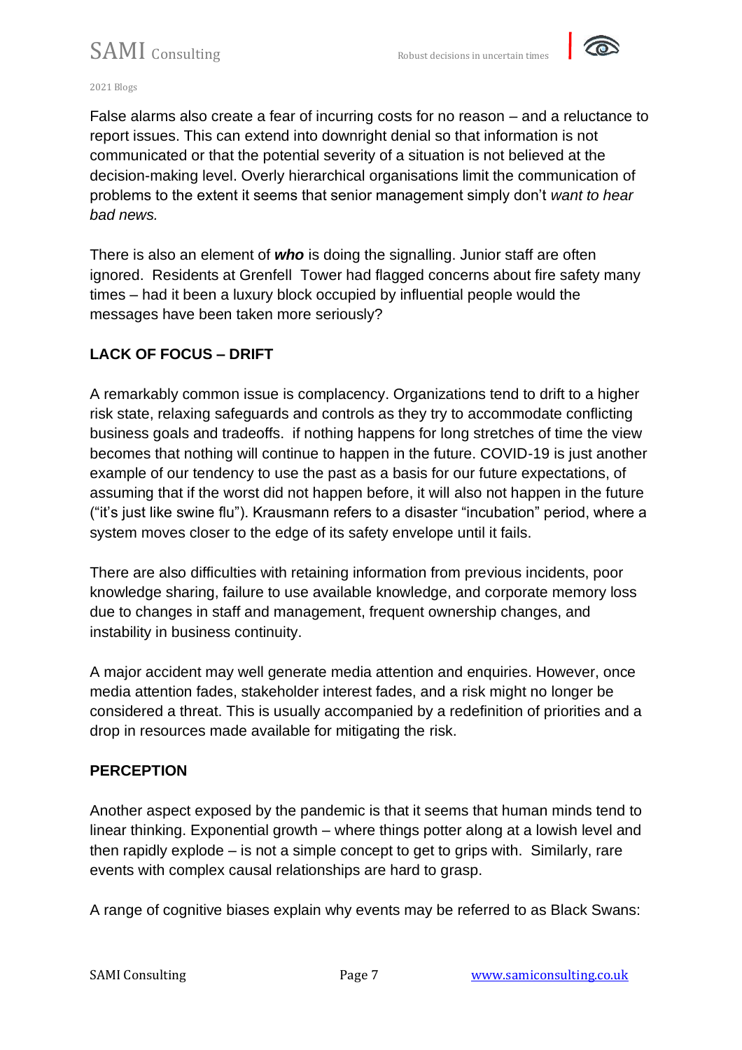False alarms also create a fear of incurring costs for no reason – and a reluctance to report issues. This can extend into downright denial so that information is not communicated or that the potential severity of a situation is not believed at the decision-making level. Overly hierarchical organisations limit the communication of problems to the extent it seems that senior management simply don't *want to hear bad news.*

There is also an element of ***who*** is doing the signalling. Junior staff are often ignored. Residents at Grenfell Tower had flagged concerns about fire safety many times – had it been a luxury block occupied by influential people would the messages have been taken more seriously?

**LACK OF FOCUS – DRIFT**

A remarkably common issue is complacency. Organizations tend to drift to a higher risk state, relaxing safeguards and controls as they try to accommodate conflicting business goals and tradeoffs. if nothing happens for long stretches of time the view becomes that nothing will continue to happen in the future. COVID-19 is just another example of our tendency to use the past as a basis for our future expectations, of assuming that if the worst did not happen before, it will also not happen in the future ("it's just like swine flu"). Krausmann refers to a disaster "incubation" period, where a system moves closer to the edge of its safety envelope until it fails.

There are also difficulties with retaining information from previous incidents, poor knowledge sharing, failure to use available knowledge, and corporate memory loss due to changes in staff and management, frequent ownership changes, and instability in business continuity.

A major accident may well generate media attention and enquiries. However, once media attention fades, stakeholder interest fades, and a risk might no longer be considered a threat. This is usually accompanied by a redefinition of priorities and a drop in resources made available for mitigating the risk.

**PERCEPTION**

Another aspect exposed by the pandemic is that it seems that human minds tend to linear thinking. Exponential growth – where things potter along at a lowish level and then rapidly explode – is not a simple concept to get to grips with. Similarly, rare events with complex causal relationships are hard to grasp.

A range of cognitive biases explain why events may be referred to as Black Swans: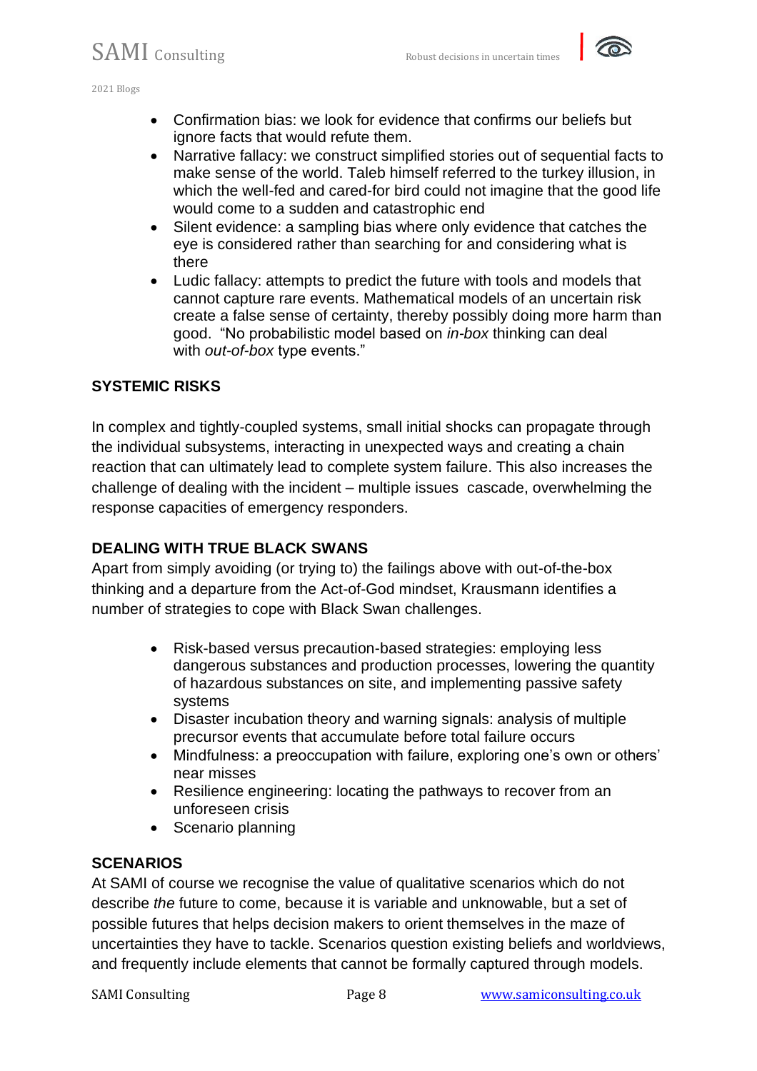- Confirmation bias: we look for evidence that confirms our beliefs but ignore facts that would refute them.
- Narrative fallacy: we construct simplified stories out of sequential facts to make sense of the world. Taleb himself referred to the turkey illusion, in which the well-fed and cared-for bird could not imagine that the good life would come to a sudden and catastrophic end
- Silent evidence: a sampling bias where only evidence that catches the eye is considered rather than searching for and considering what is there
- Ludic fallacy: attempts to predict the future with tools and models that cannot capture rare events. Mathematical models of an uncertain risk create a false sense of certainty, thereby possibly doing more harm than good. "No probabilistic model based on *in-box* thinking can deal with *out-of-box* type events."

**SYSTEMIC RISKS**

In complex and tightly-coupled systems, small initial shocks can propagate through the individual subsystems, interacting in unexpected ways and creating a chain reaction that can ultimately lead to complete system failure. This also increases the challenge of dealing with the incident – multiple issues cascade, overwhelming the response capacities of emergency responders.

**DEALING WITH TRUE BLACK SWANS**

Apart from simply avoiding (or trying to) the failings above with out-of-the-box thinking and a departure from the Act-of-God mindset, Krausmann identifies a number of strategies to cope with Black Swan challenges.

- Risk-based versus precaution-based strategies: employing less dangerous substances and production processes, lowering the quantity of hazardous substances on site, and implementing passive safety systems
- Disaster incubation theory and warning signals: analysis of multiple precursor events that accumulate before total failure occurs
- Mindfulness: a preoccupation with failure, exploring one's own or others' near misses
- Resilience engineering: locating the pathways to recover from an unforeseen crisis
- Scenario planning

**SCENARIOS**

At SAMI of course we recognise the value of qualitative scenarios which do not describe *the* future to come, because it is variable and unknowable, but a set of possible futures that helps decision makers to orient themselves in the maze of uncertainties they have to tackle. Scenarios question existing beliefs and worldviews, and frequently include elements that cannot be formally captured through models.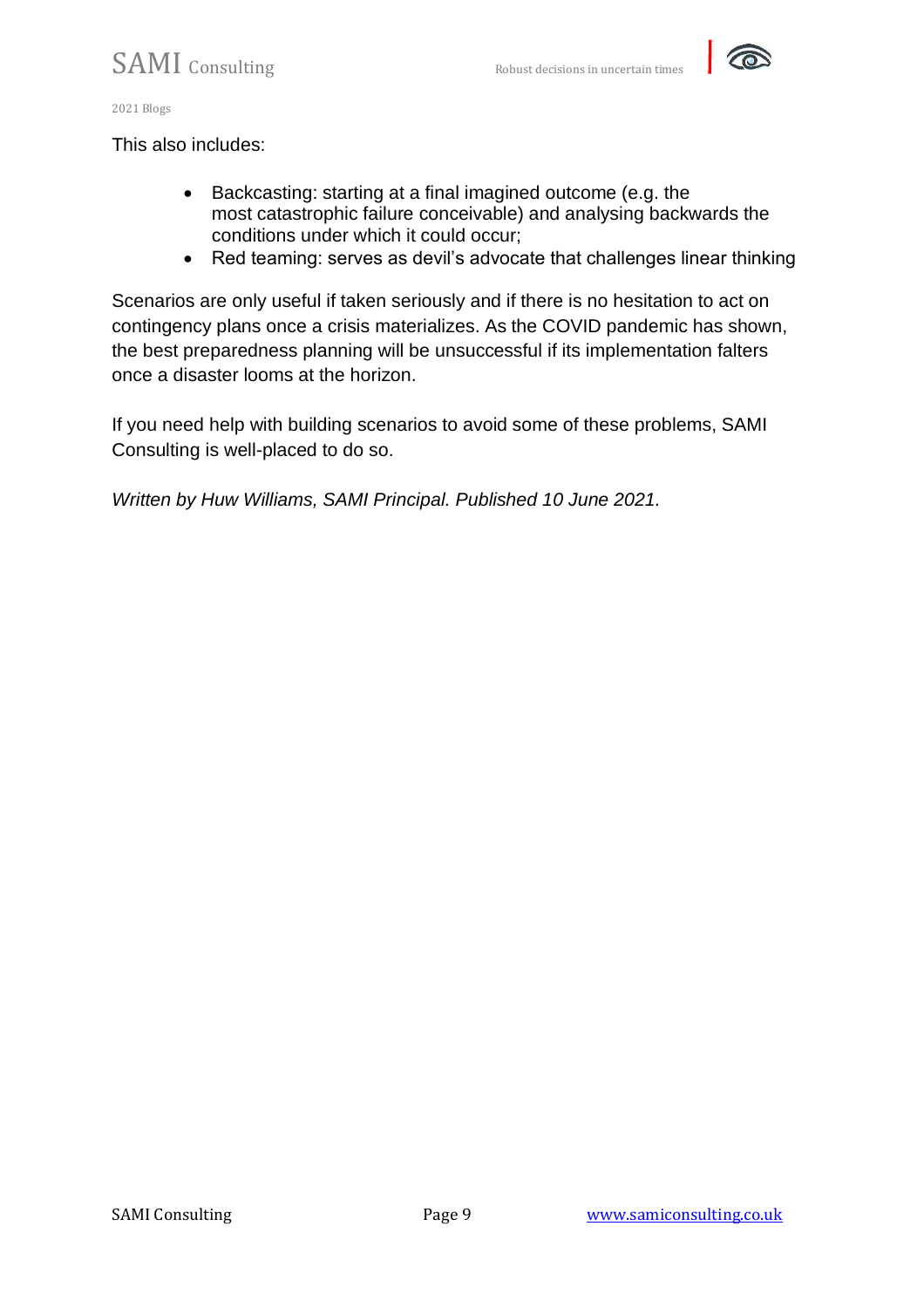This also includes:

- Backcasting: starting at a final imagined outcome (e.g. the most catastrophic failure conceivable) and analysing backwards the conditions under which it could occur;
- Red teaming: serves as devil's advocate that challenges linear thinking

Scenarios are only useful if taken seriously and if there is no hesitation to act on contingency plans once a crisis materializes. As the COVID pandemic has shown, the best preparedness planning will be unsuccessful if its implementation falters once a disaster looms at the horizon.

If you need help with building scenarios to avoid some of these problems, SAMI Consulting is well-placed to do so.

*Written by Huw Williams, SAMI Principal. Published 10 June 2021.*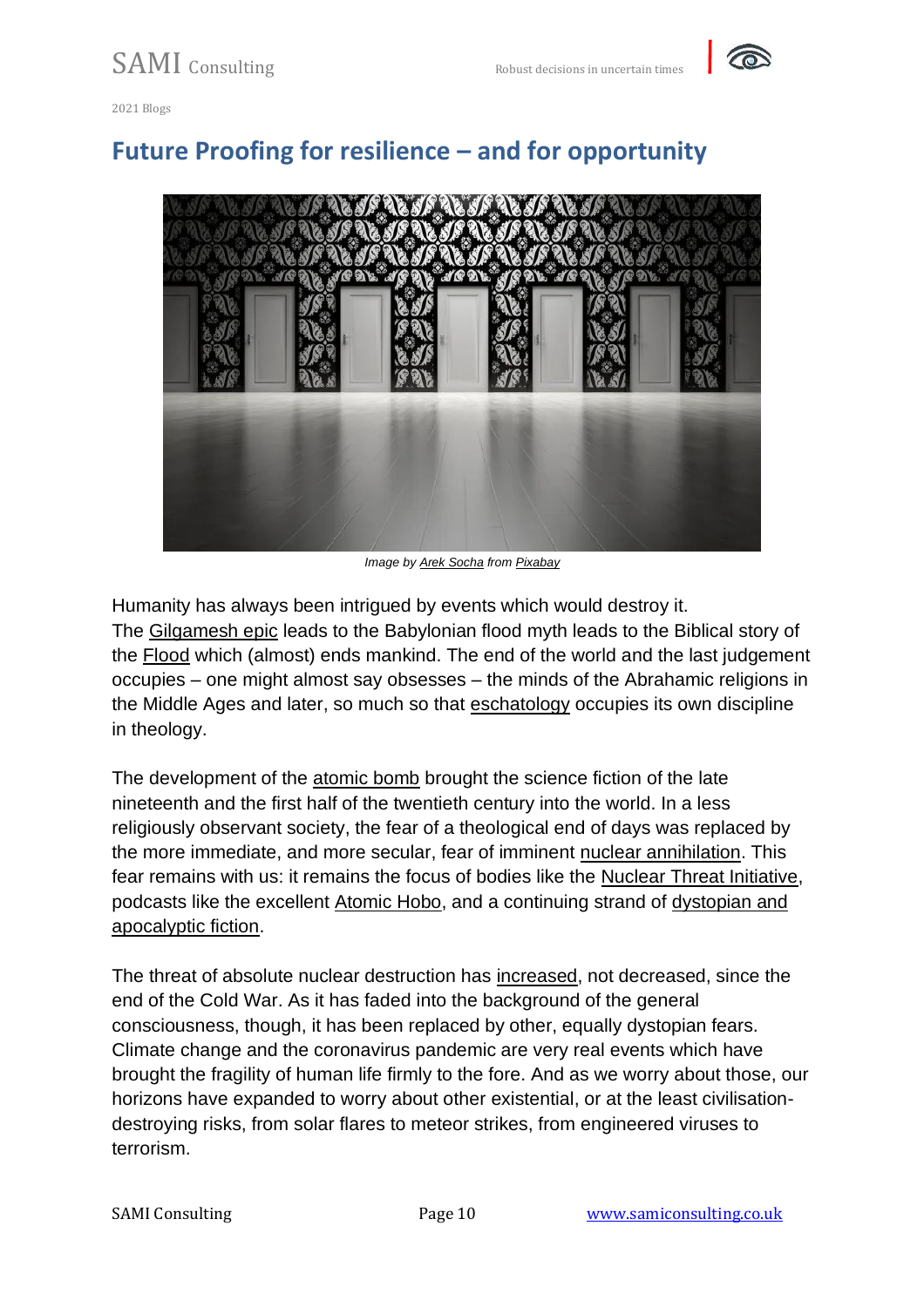2021 Blogs

## Future Proofing for resilience – and for opportunity

*Image by Arek Socha from Pixabay*

Humanity has always been intrigued by events which would destroy it. The Gilgamesh epic leads to the Babylonian flood myth leads to the Biblical story of the Flood which (almost) ends mankind. The end of the world and the last judgement occupies – one might almost say obsesses – the minds of the Abrahamic religions in the Middle Ages and later, so much so that eschatology occupies its own discipline in theology.

The development of the atomic bomb brought the science fiction of the late nineteenth and the first half of the twentieth century into the world. In a less religiously observant society, the fear of a theological end of days was replaced by the more immediate, and more secular, fear of imminent nuclear annihilation. This fear remains with us: it remains the focus of bodies like the Nuclear Threat Initiative, podcasts like the excellent Atomic Hobo, and a continuing strand of dystopian and apocalyptic fiction.

The threat of absolute nuclear destruction has increased, not decreased, since the end of the Cold War. As it has faded into the background of the general consciousness, though, it has been replaced by other, equally dystopian fears. Climate change and the coronavirus pandemic are very real events which have brought the fragility of human life firmly to the fore. And as we worry about those, our horizons have expanded to worry about other existential, or at the least civilisation-destroying risks, from solar flares to meteor strikes, from engineered viruses to terrorism.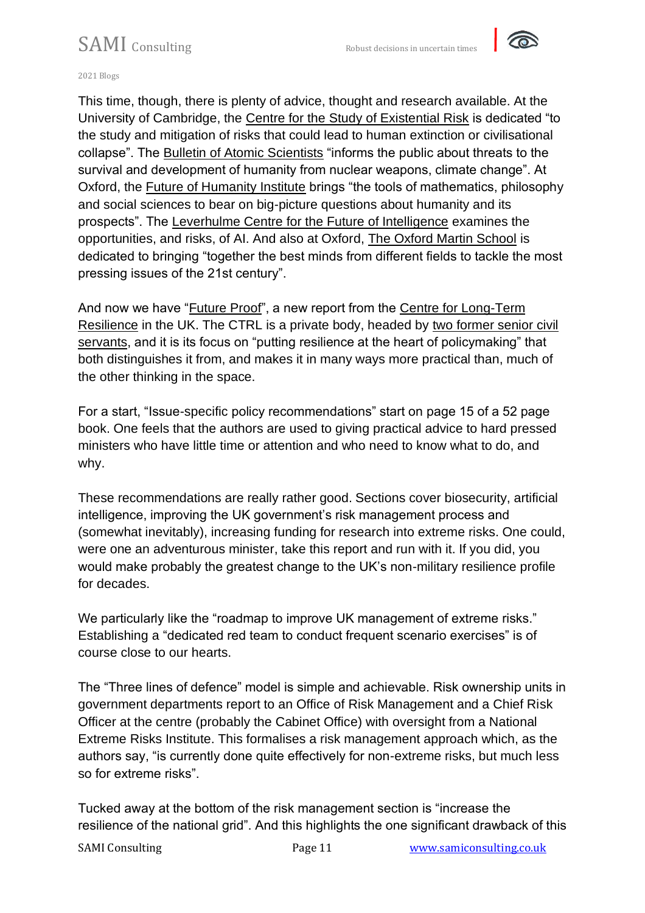This time, though, there is plenty of advice, thought and research available. At the University of Cambridge, the Centre for the Study of Existential Risk is dedicated "to the study and mitigation of risks that could lead to human extinction or civilisational collapse". The Bulletin of Atomic Scientists "informs the public about threats to the survival and development of humanity from nuclear weapons, climate change". At Oxford, the Future of Humanity Institute brings "the tools of mathematics, philosophy and social sciences to bear on big-picture questions about humanity and its prospects". The Leverhulme Centre for the Future of Intelligence examines the opportunities, and risks, of AI. And also at Oxford, The Oxford Martin School is dedicated to bringing "together the best minds from different fields to tackle the most pressing issues of the 21st century".

And now we have "Future Proof", a new report from the Centre for Long-Term Resilience in the UK. The CTRL is a private body, headed by two former senior civil servants, and it is its focus on "putting resilience at the heart of policymaking" that both distinguishes it from, and makes it in many ways more practical than, much of the other thinking in the space.

For a start, "Issue-specific policy recommendations" start on page 15 of a 52 page book. One feels that the authors are used to giving practical advice to hard pressed ministers who have little time or attention and who need to know what to do, and why.

These recommendations are really rather good. Sections cover biosecurity, artificial intelligence, improving the UK government's risk management process and (somewhat inevitably), increasing funding for research into extreme risks. One could, were one an adventurous minister, take this report and run with it. If you did, you would make probably the greatest change to the UK's non-military resilience profile for decades.

We particularly like the "roadmap to improve UK management of extreme risks." Establishing a "dedicated red team to conduct frequent scenario exercises" is of course close to our hearts.

The "Three lines of defence" model is simple and achievable. Risk ownership units in government departments report to an Office of Risk Management and a Chief Risk Officer at the centre (probably the Cabinet Office) with oversight from a National Extreme Risks Institute. This formalises a risk management approach which, as the authors say, "is currently done quite effectively for non-extreme risks, but much less so for extreme risks".

Tucked away at the bottom of the risk management section is "increase the resilience of the national grid". And this highlights the one significant drawback of this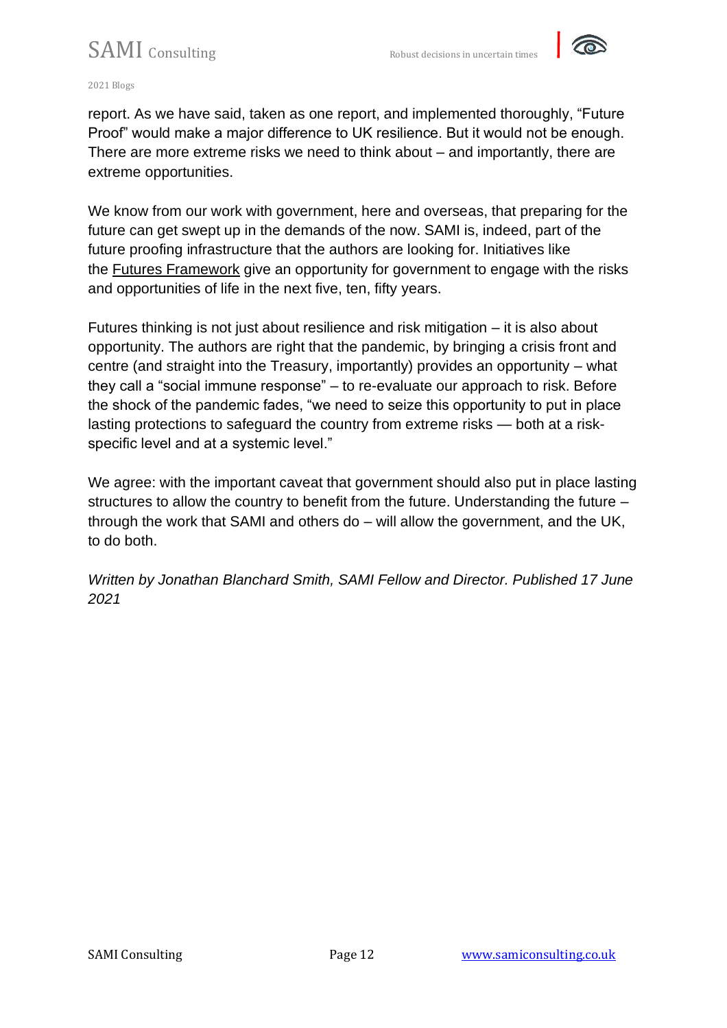report. As we have said, taken as one report, and implemented thoroughly, "Future Proof" would make a major difference to UK resilience. But it would not be enough. There are more extreme risks we need to think about – and importantly, there are extreme opportunities.

We know from our work with government, here and overseas, that preparing for the future can get swept up in the demands of the now. SAMI is, indeed, part of the future proofing infrastructure that the authors are looking for. Initiatives like the Futures Framework give an opportunity for government to engage with the risks and opportunities of life in the next five, ten, fifty years.

Futures thinking is not just about resilience and risk mitigation – it is also about opportunity. The authors are right that the pandemic, by bringing a crisis front and centre (and straight into the Treasury, importantly) provides an opportunity – what they call a "social immune response" – to re-evaluate our approach to risk. Before the shock of the pandemic fades, "we need to seize this opportunity to put in place lasting protections to safeguard the country from extreme risks — both at a risk-specific level and at a systemic level."

We agree: with the important caveat that government should also put in place lasting structures to allow the country to benefit from the future. Understanding the future – through the work that SAMI and others do – will allow the government, and the UK, to do both.

*Written by Jonathan Blanchard Smith, SAMI Fellow and Director. Published 17 June 2021*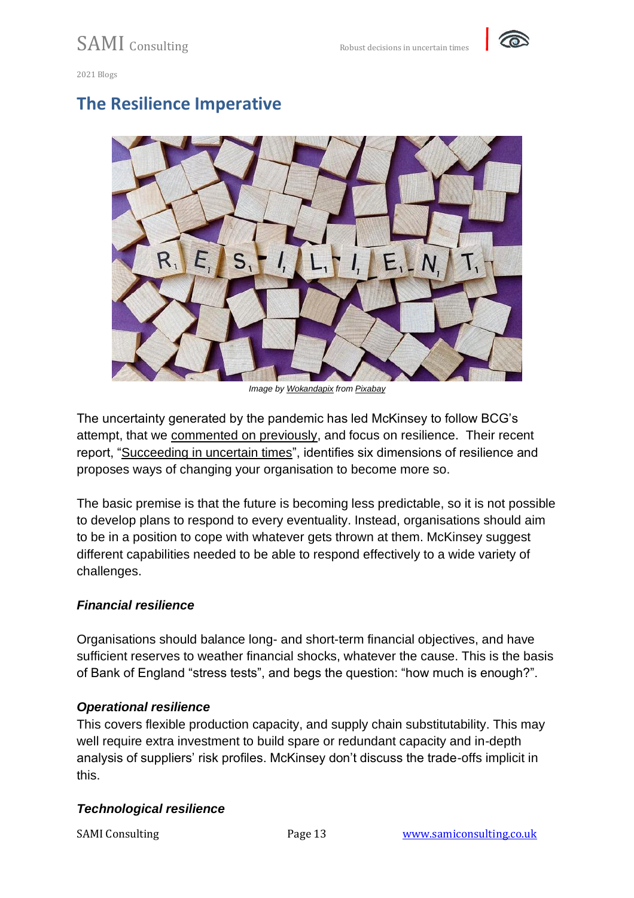## The Resilience Imperative

*Image by Wokandapix from Pixabay*

The uncertainty generated by the pandemic has led McKinsey to follow BCG's attempt, that we commented on previously, and focus on resilience. Their recent report, "Succeeding in uncertain times", identifies six dimensions of resilience and proposes ways of changing your organisation to become more so.

The basic premise is that the future is becoming less predictable, so it is not possible to develop plans to respond to every eventuality. Instead, organisations should aim to be in a position to cope with whatever gets thrown at them. McKinsey suggest different capabilities needed to be able to respond effectively to a wide variety of challenges.

### *Financial resilience*

Organisations should balance long- and short-term financial objectives, and have sufficient reserves to weather financial shocks, whatever the cause. This is the basis of Bank of England "stress tests", and begs the question: "how much is enough?".

### *Operational resilience*

This covers flexible production capacity, and supply chain substitutability. This may well require extra investment to build spare or redundant capacity and in-depth analysis of suppliers' risk profiles. McKinsey don't discuss the trade-offs implicit in this.

### *Technological resilience*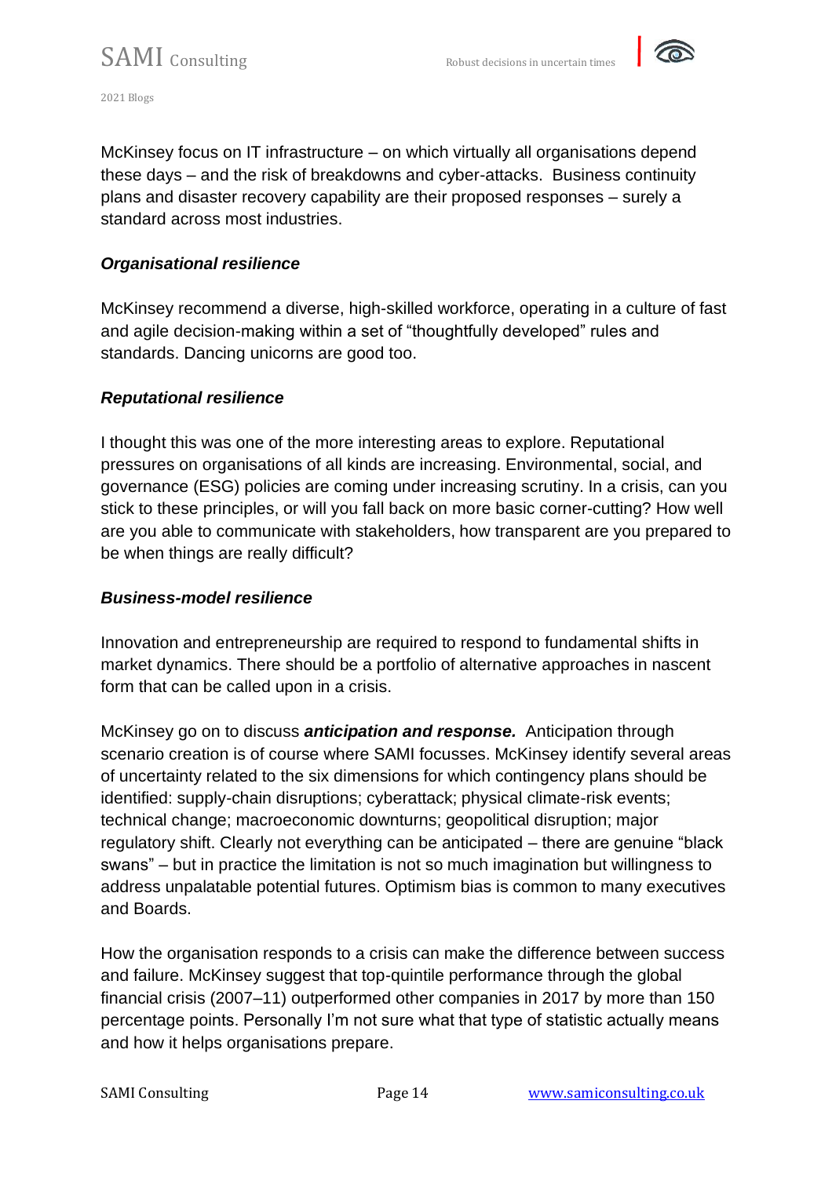McKinsey focus on IT infrastructure – on which virtually all organisations depend these days – and the risk of breakdowns and cyber-attacks. Business continuity plans and disaster recovery capability are their proposed responses – surely a standard across most industries.

***Organisational resilience***

McKinsey recommend a diverse, high-skilled workforce, operating in a culture of fast and agile decision-making within a set of "thoughtfully developed" rules and standards. Dancing unicorns are good too.

***Reputational resilience***

I thought this was one of the more interesting areas to explore. Reputational pressures on organisations of all kinds are increasing. Environmental, social, and governance (ESG) policies are coming under increasing scrutiny. In a crisis, can you stick to these principles, or will you fall back on more basic corner-cutting? How well are you able to communicate with stakeholders, how transparent are you prepared to be when things are really difficult?

***Business-model resilience***

Innovation and entrepreneurship are required to respond to fundamental shifts in market dynamics. There should be a portfolio of alternative approaches in nascent form that can be called upon in a crisis.

McKinsey go on to discuss ***anticipation and response.*** Anticipation through scenario creation is of course where SAMI focusses. McKinsey identify several areas of uncertainty related to the six dimensions for which contingency plans should be identified: supply-chain disruptions; cyberattack; physical climate-risk events; technical change; macroeconomic downturns; geopolitical disruption; major regulatory shift. Clearly not everything can be anticipated – there are genuine "black swans" – but in practice the limitation is not so much imagination but willingness to address unpalatable potential futures. Optimism bias is common to many executives and Boards.

How the organisation responds to a crisis can make the difference between success and failure. McKinsey suggest that top-quintile performance through the global financial crisis (2007–11) outperformed other companies in 2017 by more than 150 percentage points. Personally I'm not sure what that type of statistic actually means and how it helps organisations prepare.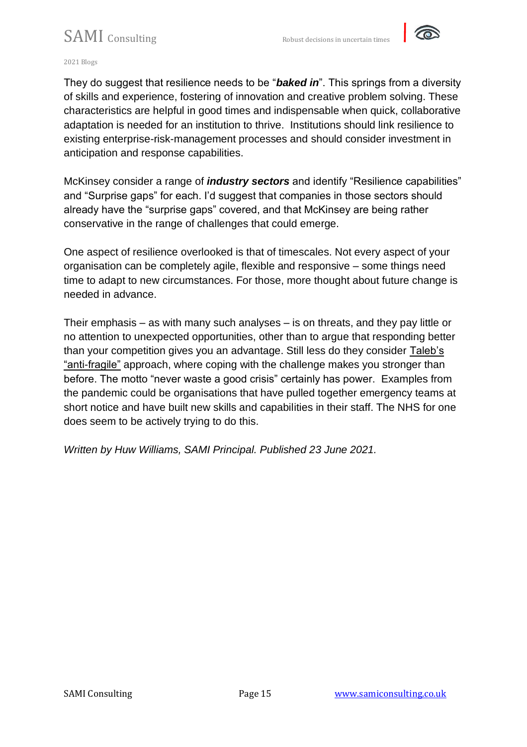They do suggest that resilience needs to be "***baked in***". This springs from a diversity of skills and experience, fostering of innovation and creative problem solving. These characteristics are helpful in good times and indispensable when quick, collaborative adaptation is needed for an institution to thrive. Institutions should link resilience to existing enterprise-risk-management processes and should consider investment in anticipation and response capabilities.

McKinsey consider a range of ***industry sectors*** and identify "Resilience capabilities" and "Surprise gaps" for each. I'd suggest that companies in those sectors should already have the "surprise gaps" covered, and that McKinsey are being rather conservative in the range of challenges that could emerge.

One aspect of resilience overlooked is that of timescales. Not every aspect of your organisation can be completely agile, flexible and responsive – some things need time to adapt to new circumstances. For those, more thought about future change is needed in advance.

Their emphasis – as with many such analyses – is on threats, and they pay little or no attention to unexpected opportunities, other than to argue that responding better than your competition gives you an advantage. Still less do they consider Taleb's "anti-fragile" approach, where coping with the challenge makes you stronger than before. The motto "never waste a good crisis" certainly has power. Examples from the pandemic could be organisations that have pulled together emergency teams at short notice and have built new skills and capabilities in their staff. The NHS for one does seem to be actively trying to do this.

*Written by Huw Williams, SAMI Principal. Published 23 June 2021.*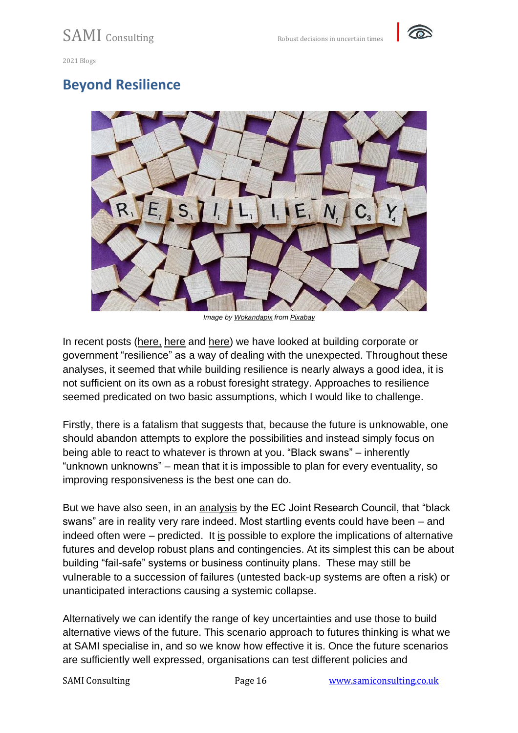2021 Blogs

## Beyond Resilience

*Image by Wokandapix from Pixabay*

In recent posts (here, here and here) we have looked at building corporate or government "resilience" as a way of dealing with the unexpected. Throughout these analyses, it seemed that while building resilience is nearly always a good idea, it is not sufficient on its own as a robust foresight strategy. Approaches to resilience seemed predicated on two basic assumptions, which I would like to challenge.

Firstly, there is a fatalism that suggests that, because the future is unknowable, one should abandon attempts to explore the possibilities and instead simply focus on being able to react to whatever is thrown at you. "Black swans" – inherently "unknown unknowns" – mean that it is impossible to plan for every eventuality, so improving responsiveness is the best one can do.

But we have also seen, in an analysis by the EC Joint Research Council, that "black swans" are in reality very rare indeed. Most startling events could have been – and indeed often were – predicted. It is possible to explore the implications of alternative futures and develop robust plans and contingencies. At its simplest this can be about building "fail-safe" systems or business continuity plans. These may still be vulnerable to a succession of failures (untested back-up systems are often a risk) or unanticipated interactions causing a systemic collapse.

Alternatively we can identify the range of key uncertainties and use those to build alternative views of the future. This scenario approach to futures thinking is what we at SAMI specialise in, and so we know how effective it is. Once the future scenarios are sufficiently well expressed, organisations can test different policies and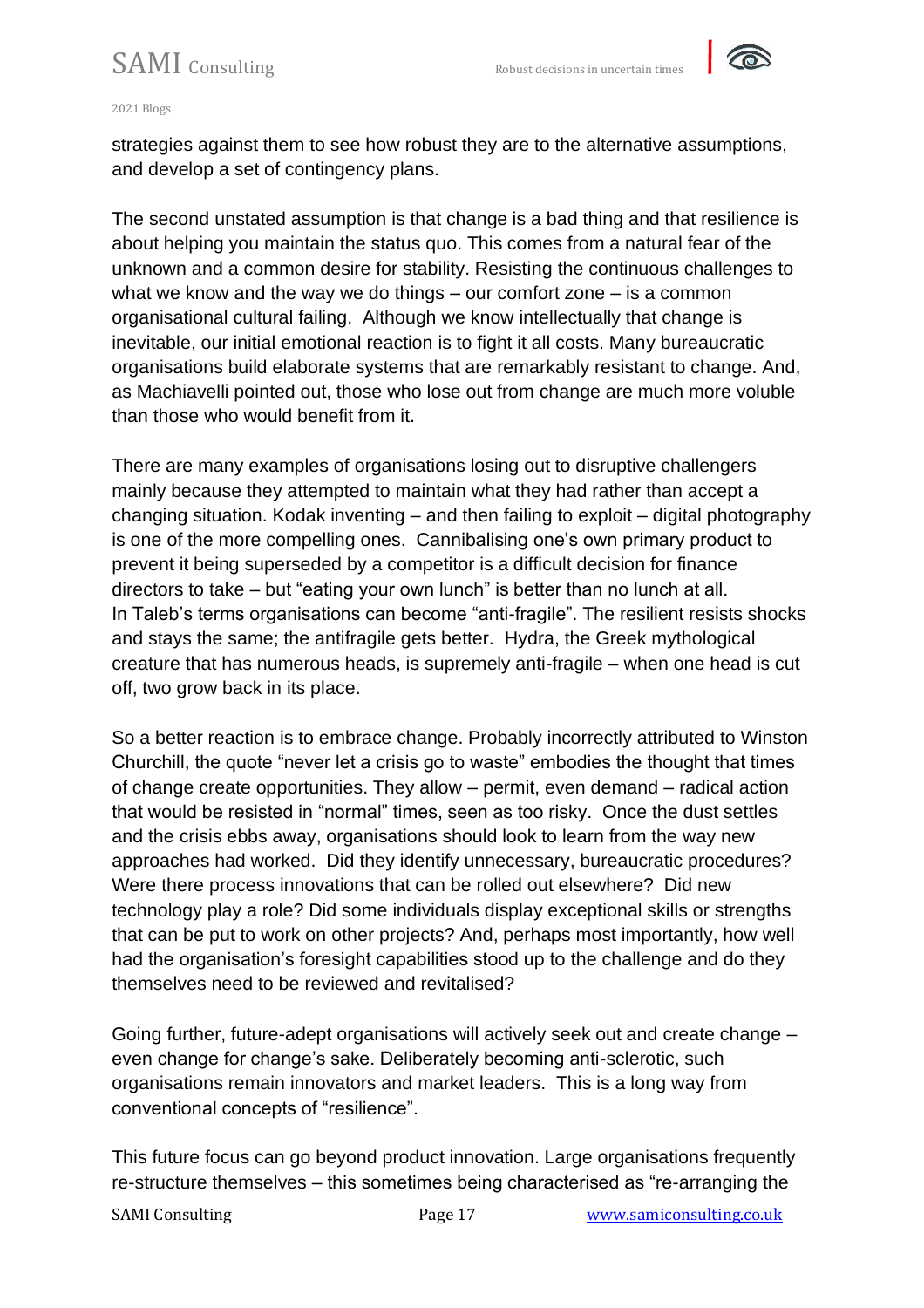strategies against them to see how robust they are to the alternative assumptions, and develop a set of contingency plans.

The second unstated assumption is that change is a bad thing and that resilience is about helping you maintain the status quo. This comes from a natural fear of the unknown and a common desire for stability. Resisting the continuous challenges to what we know and the way we do things – our comfort zone – is a common organisational cultural failing. Although we know intellectually that change is inevitable, our initial emotional reaction is to fight it all costs. Many bureaucratic organisations build elaborate systems that are remarkably resistant to change. And, as Machiavelli pointed out, those who lose out from change are much more voluble than those who would benefit from it.

There are many examples of organisations losing out to disruptive challengers mainly because they attempted to maintain what they had rather than accept a changing situation. Kodak inventing – and then failing to exploit – digital photography is one of the more compelling ones. Cannibalising one's own primary product to prevent it being superseded by a competitor is a difficult decision for finance directors to take – but "eating your own lunch" is better than no lunch at all.
In Taleb's terms organisations can become "anti-fragile". The resilient resists shocks and stays the same; the antifragile gets better. Hydra, the Greek mythological creature that has numerous heads, is supremely anti-fragile – when one head is cut off, two grow back in its place.

So a better reaction is to embrace change. Probably incorrectly attributed to Winston Churchill, the quote "never let a crisis go to waste" embodies the thought that times of change create opportunities. They allow – permit, even demand – radical action that would be resisted in "normal" times, seen as too risky. Once the dust settles and the crisis ebbs away, organisations should look to learn from the way new approaches had worked. Did they identify unnecessary, bureaucratic procedures? Were there process innovations that can be rolled out elsewhere? Did new technology play a role? Did some individuals display exceptional skills or strengths that can be put to work on other projects? And, perhaps most importantly, how well had the organisation's foresight capabilities stood up to the challenge and do they themselves need to be reviewed and revitalised?

Going further, future-adept organisations will actively seek out and create change – even change for change's sake. Deliberately becoming anti-sclerotic, such organisations remain innovators and market leaders. This is a long way from conventional concepts of "resilience".

This future focus can go beyond product innovation. Large organisations frequently re-structure themselves – this sometimes being characterised as "re-arranging the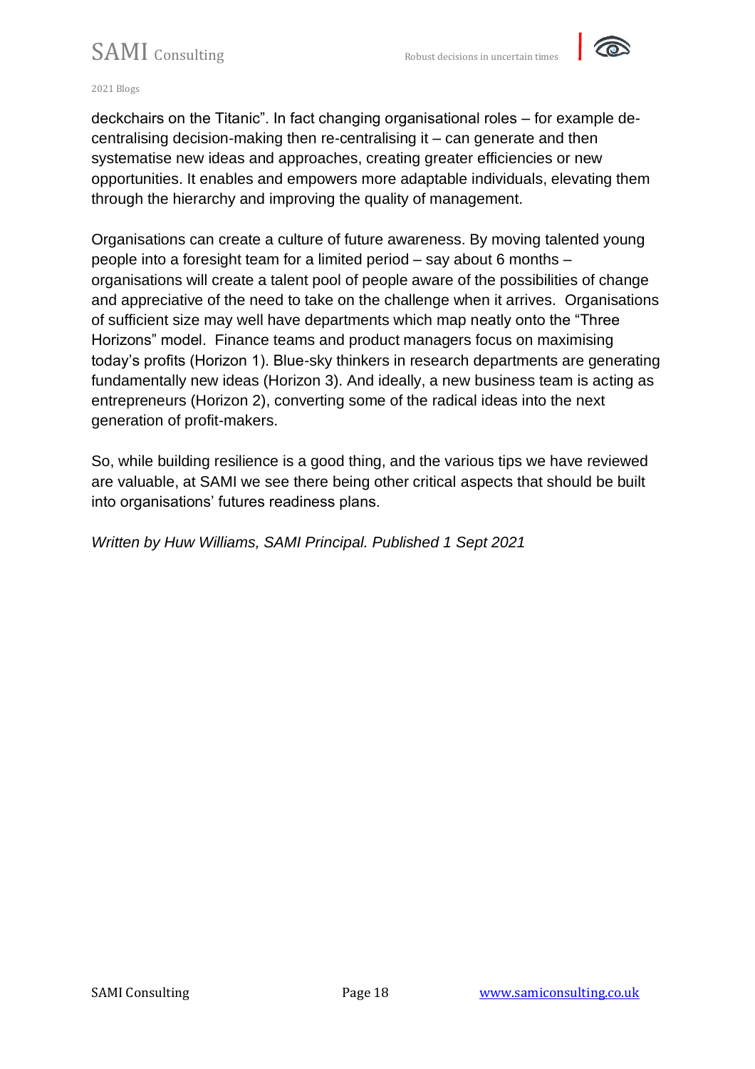deckchairs on the Titanic". In fact changing organisational roles – for example de-centralising decision-making then re-centralising it – can generate and then systematise new ideas and approaches, creating greater efficiencies or new opportunities. It enables and empowers more adaptable individuals, elevating them through the hierarchy and improving the quality of management.

Organisations can create a culture of future awareness. By moving talented young people into a foresight team for a limited period – say about 6 months – organisations will create a talent pool of people aware of the possibilities of change and appreciative of the need to take on the challenge when it arrives. Organisations of sufficient size may well have departments which map neatly onto the "Three Horizons" model. Finance teams and product managers focus on maximising today's profits (Horizon 1). Blue-sky thinkers in research departments are generating fundamentally new ideas (Horizon 3). And ideally, a new business team is acting as entrepreneurs (Horizon 2), converting some of the radical ideas into the next generation of profit-makers.

So, while building resilience is a good thing, and the various tips we have reviewed are valuable, at SAMI we see there being other critical aspects that should be built into organisations' futures readiness plans.

*Written by Huw Williams, SAMI Principal. Published 1 Sept 2021*